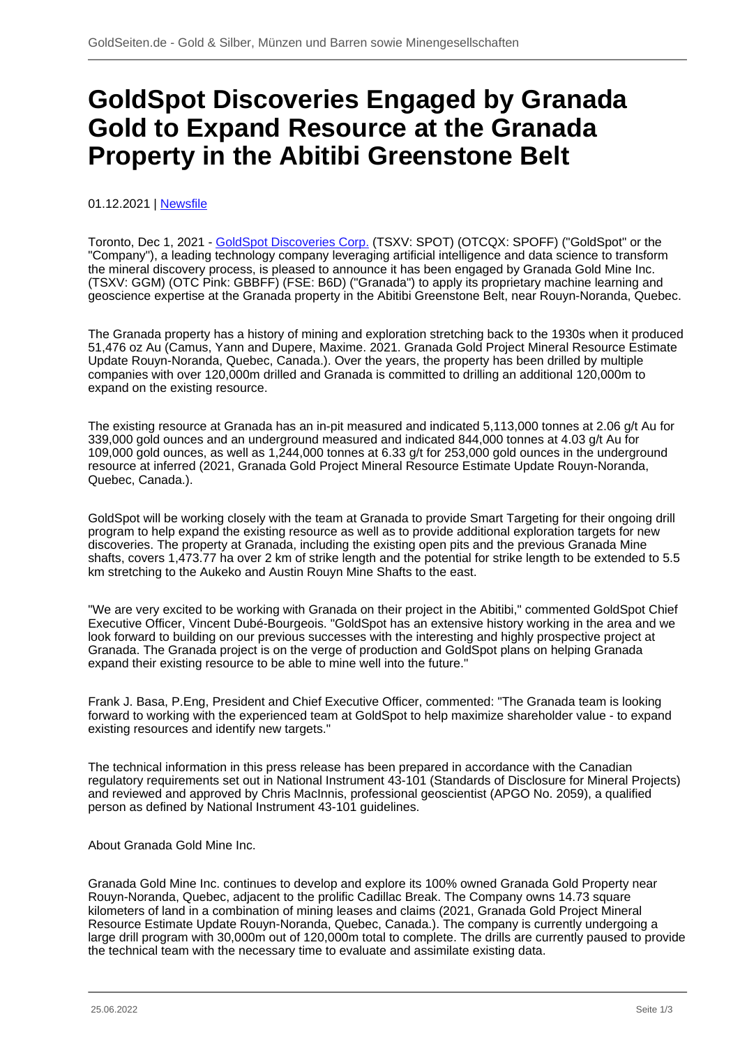# GoldSpot Discoveries Engaged by Granada Gold to Expand Resource at the Granada Property in the Abitibi Greenstone Belt

01.12.2021 | Newsfile

Toronto, Dec 1, 2021 - GoldSpot Discoveries Corp. (TSXV: SPOT) (OTCQX: SPOFF) ("GoldSpot" or the "Company"), a leading technology company leveraging artificial intelligence and data science to transform the mineral discovery process, is pleased to announce it has been engaged by Granada Gold Mine Inc. (TSXV: GGM) (OTC Pink: GBBFF) (FSE: B6D) ("Granada") to apply its proprietary machine learning and geoscience expertise at the Granada property in the Abitibi Greenstone Belt, near Rouyn-Noranda, Quebec.

The Granada property has a history of mining and exploration stretching back to the 1930s when it produced 51,476 oz Au (Camus, Yann and Dupere, Maxime. 2021. Granada Gold Project Mineral Resource Estimate Update Rouyn-Noranda, Quebec, Canada.). Over the years, the property has been drilled by multiple companies with over 120,000m drilled and Granada is committed to drilling an additional 120,000m to expand on the existing resource.

The existing resource at Granada has an in-pit measured and indicated 5,113,000 tonnes at 2.06 g/t Au for 339,000 gold ounces and an underground measured and indicated 844,000 tonnes at 4.03 g/t Au for 109,000 gold ounces, as well as 1,244,000 tonnes at 6.33 g/t for 253,000 gold ounces in the underground resource at inferred (2021, Granada Gold Project Mineral Resource Estimate Update Rouyn-Noranda, Quebec, Canada.).

GoldSpot will be working closely with the team at Granada to provide Smart Targeting for their ongoing drill program to help expand the existing resource as well as to provide additional exploration targets for new discoveries. The property at Granada, including the existing open pits and the previous Granada Mine shafts, covers 1,473.77 ha over 2 km of strike length and the potential for strike length to be extended to 5.5 km stretching to the Aukeko and Austin Rouyn Mine Shafts to the east.

"We are very excited to be working with Granada on their project in the Abitibi," commented GoldSpot Chief Executive Officer, Vincent Dubé-Bourgeois. "GoldSpot has an extensive history working in the area and we look forward to building on our previous successes with the interesting and highly prospective project at Granada. The Granada project is on the verge of production and GoldSpot plans on helping Granada expand their existing resource to be able to mine well into the future."

Frank J. Basa, P.Eng, President and Chief Executive Officer, commented: "The Granada team is looking forward to working with the experienced team at GoldSpot to help maximize shareholder value - to expand existing resources and identify new targets."

The technical information in this press release has been prepared in accordance with the Canadian regulatory requirements set out in National Instrument 43-101 (Standards of Disclosure for Mineral Projects) and reviewed and approved by Chris MacInnis, professional geoscientist (APGO No. 2059), a qualified person as defined by National Instrument 43-101 guidelines.

About Granada Gold Mine Inc.

Granada Gold Mine Inc. continues to develop and explore its 100% owned Granada Gold Property near Rouyn-Noranda, Quebec, adjacent to the prolific Cadillac Break. The Company owns 14.73 square kilometers of land in a combination of mining leases and claims (2021, Granada Gold Project Mineral Resource Estimate Update Rouyn-Noranda, Quebec, Canada.). The company is currently undergoing a large drill program with 30,000m out of 120,000m total to complete. The drills are currently paused to provide the technical team with the necessary time to evaluate and assimilate existing data.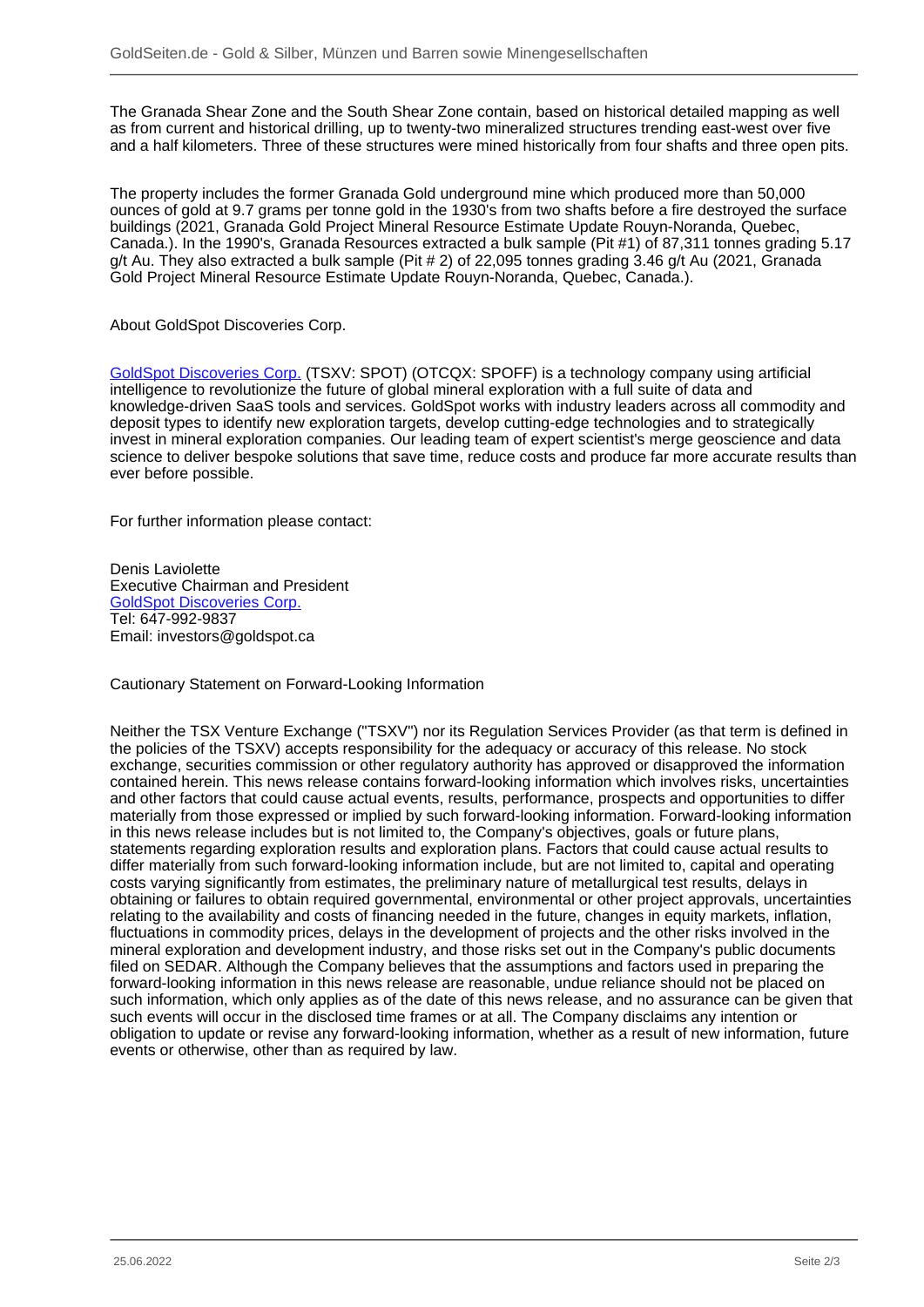The Granada Shear Zone and the South Shear Zone contain, based on historical detailed mapping as well as from current and historical drilling, up to twenty-two mineralized structures trending east-west over five and a half kilometers. Three of these structures were mined historically from four shafts and three open pits.

The property includes the former Granada Gold underground mine which produced more than 50,000 ounces of gold at 9.7 grams per tonne gold in the 1930's from two shafts before a fire destroyed the surface buildings (2021, Granada Gold Project Mineral Resource Estimate Update Rouyn-Noranda, Quebec, Canada.). In the 1990's, Granada Resources extracted a bulk sample (Pit #1) of 87,311 tonnes grading 5.17 g/t Au. They also extracted a bulk sample (Pit # 2) of 22,095 tonnes grading 3.46 g/t Au (2021, Granada Gold Project Mineral Resource Estimate Update Rouyn-Noranda, Quebec, Canada.).

## About GoldSpot Discoveries Corp.

GoldSpot Discoveries Corp. (TSXV: SPOT) (OTCQX: SPOFF) is a technology company using artificial intelligence to revolutionize the future of global mineral exploration with a full suite of data and knowledge-driven SaaS tools and services. GoldSpot works with industry leaders across all commodity and deposit types to identify new exploration targets, develop cutting-edge technologies and to strategically invest in mineral exploration companies. Our leading team of expert scientist's merge geoscience and data science to deliver bespoke solutions that save time, reduce costs and produce far more accurate results than ever before possible.

For further information please contact:

Denis Laviolette
Executive Chairman and President
GoldSpot Discoveries Corp.
Tel: 647-992-9837
Email: investors@goldspot.ca

## Cautionary Statement on Forward-Looking Information

Neither the TSX Venture Exchange ("TSXV") nor its Regulation Services Provider (as that term is defined in the policies of the TSXV) accepts responsibility for the adequacy or accuracy of this release. No stock exchange, securities commission or other regulatory authority has approved or disapproved the information contained herein. This news release contains forward-looking information which involves risks, uncertainties and other factors that could cause actual events, results, performance, prospects and opportunities to differ materially from those expressed or implied by such forward-looking information. Forward-looking information in this news release includes but is not limited to, the Company's objectives, goals or future plans, statements regarding exploration results and exploration plans. Factors that could cause actual results to differ materially from such forward-looking information include, but are not limited to, capital and operating costs varying significantly from estimates, the preliminary nature of metallurgical test results, delays in obtaining or failures to obtain required governmental, environmental or other project approvals, uncertainties relating to the availability and costs of financing needed in the future, changes in equity markets, inflation, fluctuations in commodity prices, delays in the development of projects and the other risks involved in the mineral exploration and development industry, and those risks set out in the Company's public documents filed on SEDAR. Although the Company believes that the assumptions and factors used in preparing the forward-looking information in this news release are reasonable, undue reliance should not be placed on such information, which only applies as of the date of this news release, and no assurance can be given that such events will occur in the disclosed time frames or at all. The Company disclaims any intention or obligation to update or revise any forward-looking information, whether as a result of new information, future events or otherwise, other than as required by law.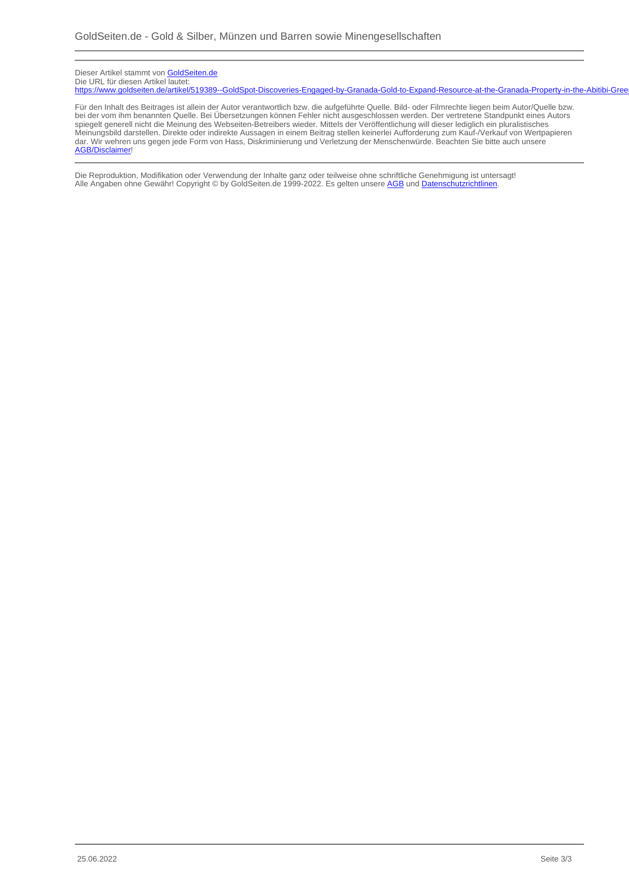Dieser Artikel stammt von [GoldSeiten.de](https://www.goldseiten.de)
Die URL für diesen Artikel lautet:
https://www.goldseiten.de/artikel/519389--GoldSpot-Discoveries-Engaged-by-Granada-Gold-to-Expand-Resource-at-the-Granada-Property-in-the-Abitibi-Gree

Für den Inhalt des Beitrages ist allein der Autor verantwortlich bzw. die aufgeführte Quelle. Bild- oder Filmrechte liegen beim Autor/Quelle bzw. bei der vom ihm benannten Quelle. Bei Übersetzungen können Fehler nicht ausgeschlossen werden. Der vertretene Standpunkt eines Autors spiegelt generell nicht die Meinung des Webseiten-Betreibers wieder. Mittels der Veröffentlichung will dieser lediglich ein pluralistisches Meinungsbild darstellen. Direkte oder indirekte Aussagen in einem Beitrag stellen keinerlei Aufforderung zum Kauf-/Verkauf von Wertpapieren dar. Wir wehren uns gegen jede Form von Hass, Diskriminierung und Verletzung der Menschenwürde. Beachten Sie bitte auch unsere AGB/Disclaimer!

---

Die Reproduktion, Modifikation oder Verwendung der Inhalte ganz oder teilweise ohne schriftliche Genehmigung ist untersagt!
Alle Angaben ohne Gewähr! Copyright © by GoldSeiten.de 1999-2022. Es gelten unsere AGB und Datenschutzrichtlinen.